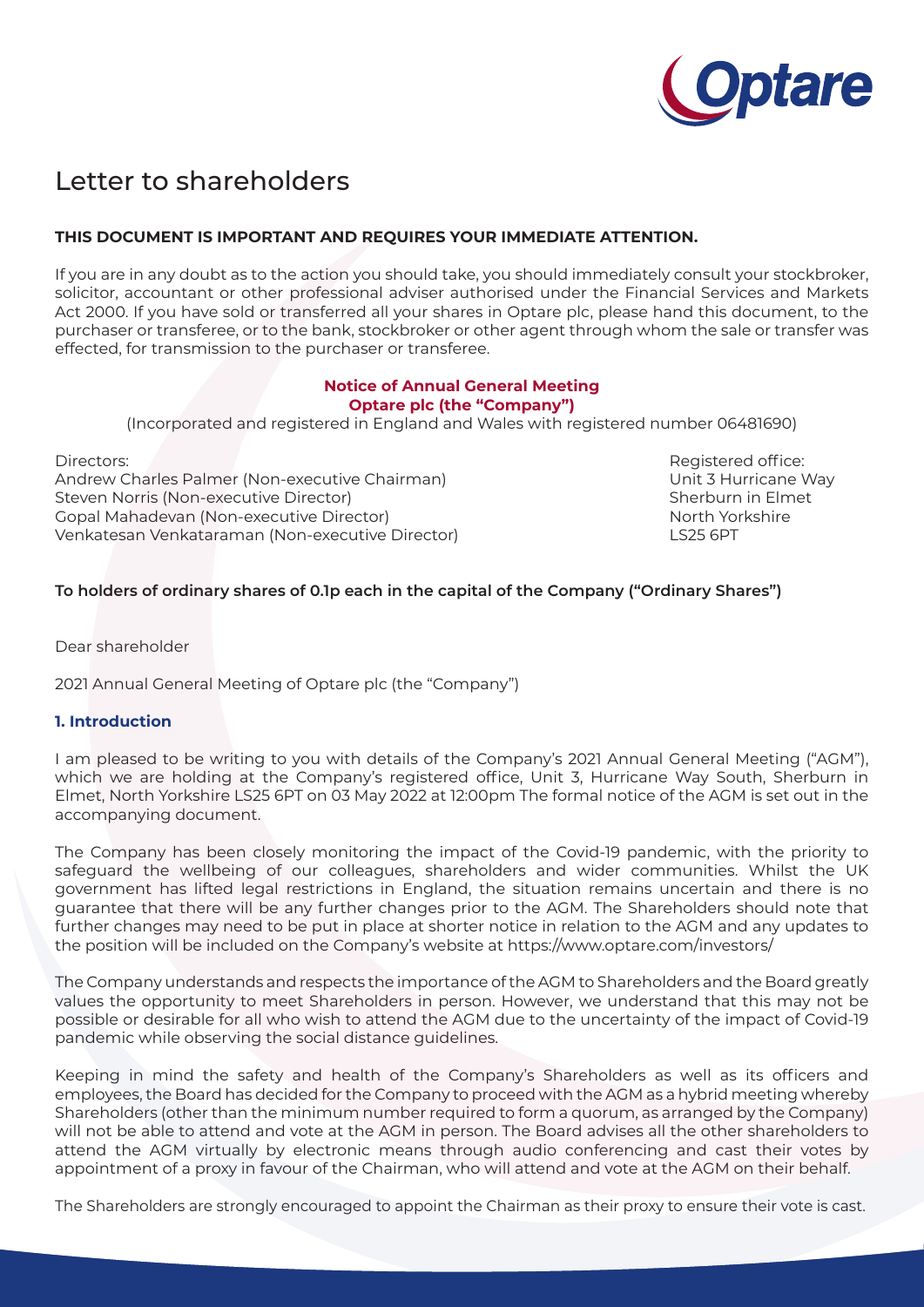# Letter to shareholders

**THIS DOCUMENT IS IMPORTANT AND REQUIRES YOUR IMMEDIATE ATTENTION.**

If you are in any doubt as to the action you should take, you should immediately consult your stockbroker, solicitor, accountant or other professional adviser authorised under the Financial Services and Markets Act 2000. If you have sold or transferred all your shares in Optare plc, please hand this document, to the purchaser or transferee, or to the bank, stockbroker or other agent through whom the sale or transfer was effected, for transmission to the purchaser or transferee.

**Notice of Annual General Meeting**
**Optare plc (the "Company")**

(Incorporated and registered in England and Wales with registered number 06481690)

Directors:
Andrew Charles Palmer (Non-executive Chairman)
Steven Norris (Non-executive Director)
Gopal Mahadevan (Non-executive Director)
Venkatesan Venkataraman (Non-executive Director)

Registered office:
Unit 3 Hurricane Way
Sherburn in Elmet
North Yorkshire
LS25 6PT

**To holders of ordinary shares of 0.1p each in the capital of the Company ("Ordinary Shares")**

Dear shareholder

2021 Annual General Meeting of Optare plc (the "Company")

## 1. Introduction

I am pleased to be writing to you with details of the Company's 2021 Annual General Meeting ("AGM"), which we are holding at the Company's registered office, Unit 3, Hurricane Way South, Sherburn in Elmet, North Yorkshire LS25 6PT on 03 May 2022 at 12:00pm The formal notice of the AGM is set out in the accompanying document.

The Company has been closely monitoring the impact of the Covid-19 pandemic, with the priority to safeguard the wellbeing of our colleagues, shareholders and wider communities. Whilst the UK government has lifted legal restrictions in England, the situation remains uncertain and there is no guarantee that there will be any further changes prior to the AGM. The Shareholders should note that further changes may need to be put in place at shorter notice in relation to the AGM and any updates to the position will be included on the Company's website at https://www.optare.com/investors/

The Company understands and respects the importance of the AGM to Shareholders and the Board greatly values the opportunity to meet Shareholders in person. However, we understand that this may not be possible or desirable for all who wish to attend the AGM due to the uncertainty of the impact of Covid-19 pandemic while observing the social distance guidelines.

Keeping in mind the safety and health of the Company's Shareholders as well as its officers and employees, the Board has decided for the Company to proceed with the AGM as a hybrid meeting whereby Shareholders (other than the minimum number required to form a quorum, as arranged by the Company) will not be able to attend and vote at the AGM in person. The Board advises all the other shareholders to attend the AGM virtually by electronic means through audio conferencing and cast their votes by appointment of a proxy in favour of the Chairman, who will attend and vote at the AGM on their behalf.

The Shareholders are strongly encouraged to appoint the Chairman as their proxy to ensure their vote is cast.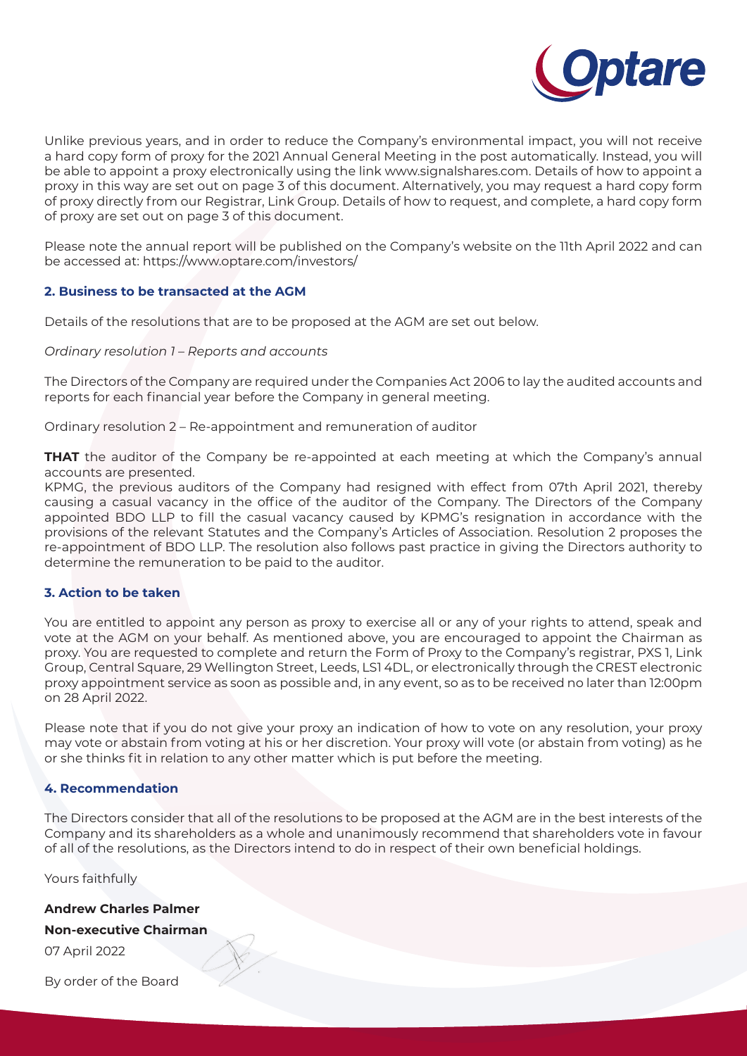Unlike previous years, and in order to reduce the Company's environmental impact, you will not receive a hard copy form of proxy for the 2021 Annual General Meeting in the post automatically. Instead, you will be able to appoint a proxy electronically using the link www.signalshares.com. Details of how to appoint a proxy in this way are set out on page 3 of this document. Alternatively, you may request a hard copy form of proxy directly from our Registrar, Link Group. Details of how to request, and complete, a hard copy form of proxy are set out on page 3 of this document.

Please note the annual report will be published on the Company's website on the 11th April 2022 and can be accessed at: https://www.optare.com/investors/

## 2. Business to be transacted at the AGM

Details of the resolutions that are to be proposed at the AGM are set out below.

*Ordinary resolution 1 – Reports and accounts*

The Directors of the Company are required under the Companies Act 2006 to lay the audited accounts and reports for each financial year before the Company in general meeting.

Ordinary resolution 2 – Re-appointment and remuneration of auditor

**THAT** the auditor of the Company be re-appointed at each meeting at which the Company's annual accounts are presented.
KPMG, the previous auditors of the Company had resigned with effect from 07th April 2021, thereby causing a casual vacancy in the office of the auditor of the Company. The Directors of the Company appointed BDO LLP to fill the casual vacancy caused by KPMG's resignation in accordance with the provisions of the relevant Statutes and the Company's Articles of Association. Resolution 2 proposes the re-appointment of BDO LLP. The resolution also follows past practice in giving the Directors authority to determine the remuneration to be paid to the auditor.

## 3. Action to be taken

You are entitled to appoint any person as proxy to exercise all or any of your rights to attend, speak and vote at the AGM on your behalf. As mentioned above, you are encouraged to appoint the Chairman as proxy. You are requested to complete and return the Form of Proxy to the Company's registrar, PXS 1, Link Group, Central Square, 29 Wellington Street, Leeds, LS1 4DL, or electronically through the CREST electronic proxy appointment service as soon as possible and, in any event, so as to be received no later than 12:00pm on 28 April 2022.

Please note that if you do not give your proxy an indication of how to vote on any resolution, your proxy may vote or abstain from voting at his or her discretion. Your proxy will vote (or abstain from voting) as he or she thinks fit in relation to any other matter which is put before the meeting.

## 4. Recommendation

The Directors consider that all of the resolutions to be proposed at the AGM are in the best interests of the Company and its shareholders as a whole and unanimously recommend that shareholders vote in favour of all of the resolutions, as the Directors intend to do in respect of their own beneficial holdings.

Yours faithfully

**Andrew Charles Palmer**

**Non-executive Chairman**

07 April 2022

By order of the Board